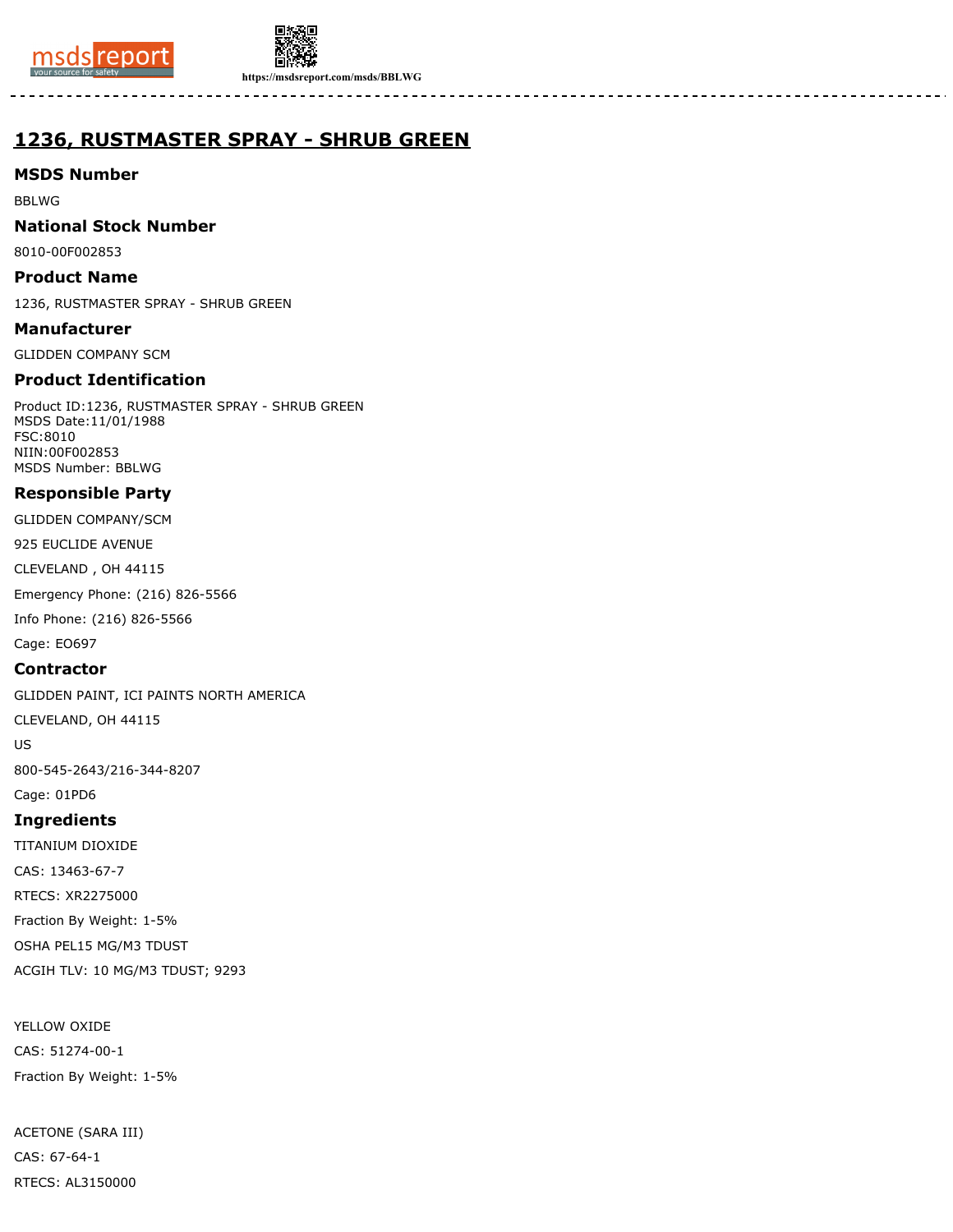# 1236, RUSTMASTER SPRAY - SHRUB GREEN

## MSDS Number

BBLWG

## National Stock Number

8010-00F002853

## Product Name

1236, RUSTMASTER SPRAY - SHRUB GREEN

## Manufacturer

GLIDDEN COMPANY SCM

## Product Identification

Product ID:1236, RUSTMASTER SPRAY - SHRUB GREEN
MSDS Date:11/01/1988
FSC:8010
NIIN:00F002853
MSDS Number: BBLWG

## Responsible Party

GLIDDEN COMPANY/SCM

925 EUCLIDE AVENUE

CLEVELAND , OH 44115

Emergency Phone: (216) 826-5566

Info Phone: (216) 826-5566

Cage: EO697

## Contractor

GLIDDEN PAINT, ICI PAINTS NORTH AMERICA

CLEVELAND, OH 44115

US

800-545-2643/216-344-8207

Cage: 01PD6

## Ingredients

TITANIUM DIOXIDE

CAS: 13463-67-7

RTECS: XR2275000

Fraction By Weight: 1-5%

OSHA PEL15 MG/M3 TDUST

ACGIH TLV: 10 MG/M3 TDUST; 9293

YELLOW OXIDE

CAS: 51274-00-1

Fraction By Weight: 1-5%

ACETONE (SARA III)

CAS: 67-64-1

RTECS: AL3150000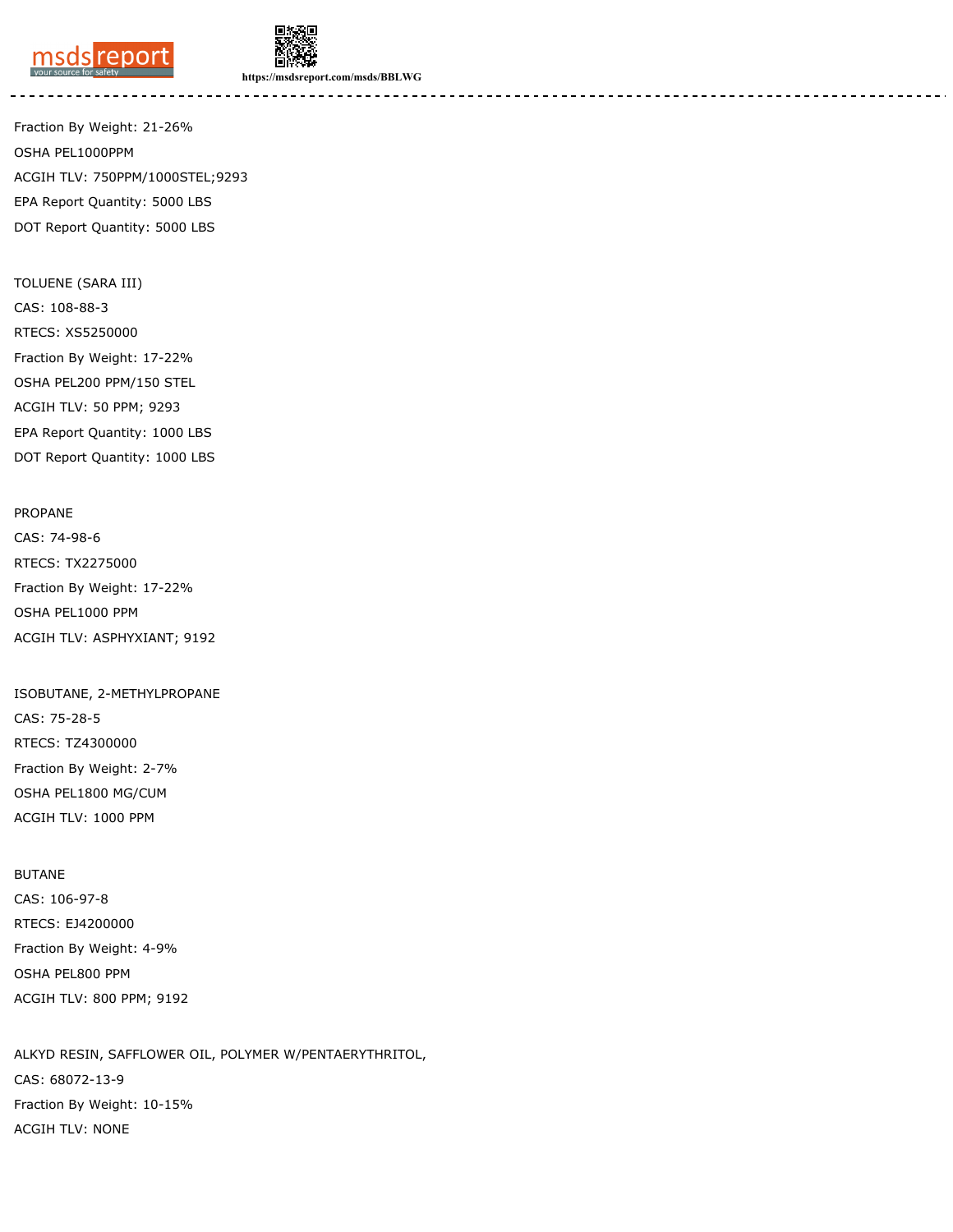Fraction By Weight: 21-26%

OSHA PEL1000PPM

ACGIH TLV: 750PPM/1000STEL;9293

EPA Report Quantity: 5000 LBS

DOT Report Quantity: 5000 LBS

TOLUENE (SARA III)

CAS: 108-88-3

RTECS: XS5250000

Fraction By Weight: 17-22%

OSHA PEL200 PPM/150 STEL

ACGIH TLV: 50 PPM; 9293

EPA Report Quantity: 1000 LBS

DOT Report Quantity: 1000 LBS

PROPANE

CAS: 74-98-6

RTECS: TX2275000

Fraction By Weight: 17-22%

OSHA PEL1000 PPM

ACGIH TLV: ASPHYXIANT; 9192

ISOBUTANE, 2-METHYLPROPANE

CAS: 75-28-5

RTECS: TZ4300000

Fraction By Weight: 2-7%

OSHA PEL1800 MG/CUM

ACGIH TLV: 1000 PPM

BUTANE

CAS: 106-97-8

RTECS: EJ4200000

Fraction By Weight: 4-9%

OSHA PEL800 PPM

ACGIH TLV: 800 PPM; 9192

ALKYD RESIN, SAFFLOWER OIL, POLYMER W/PENTAERYTHRITOL,

CAS: 68072-13-9

Fraction By Weight: 10-15%

ACGIH TLV: NONE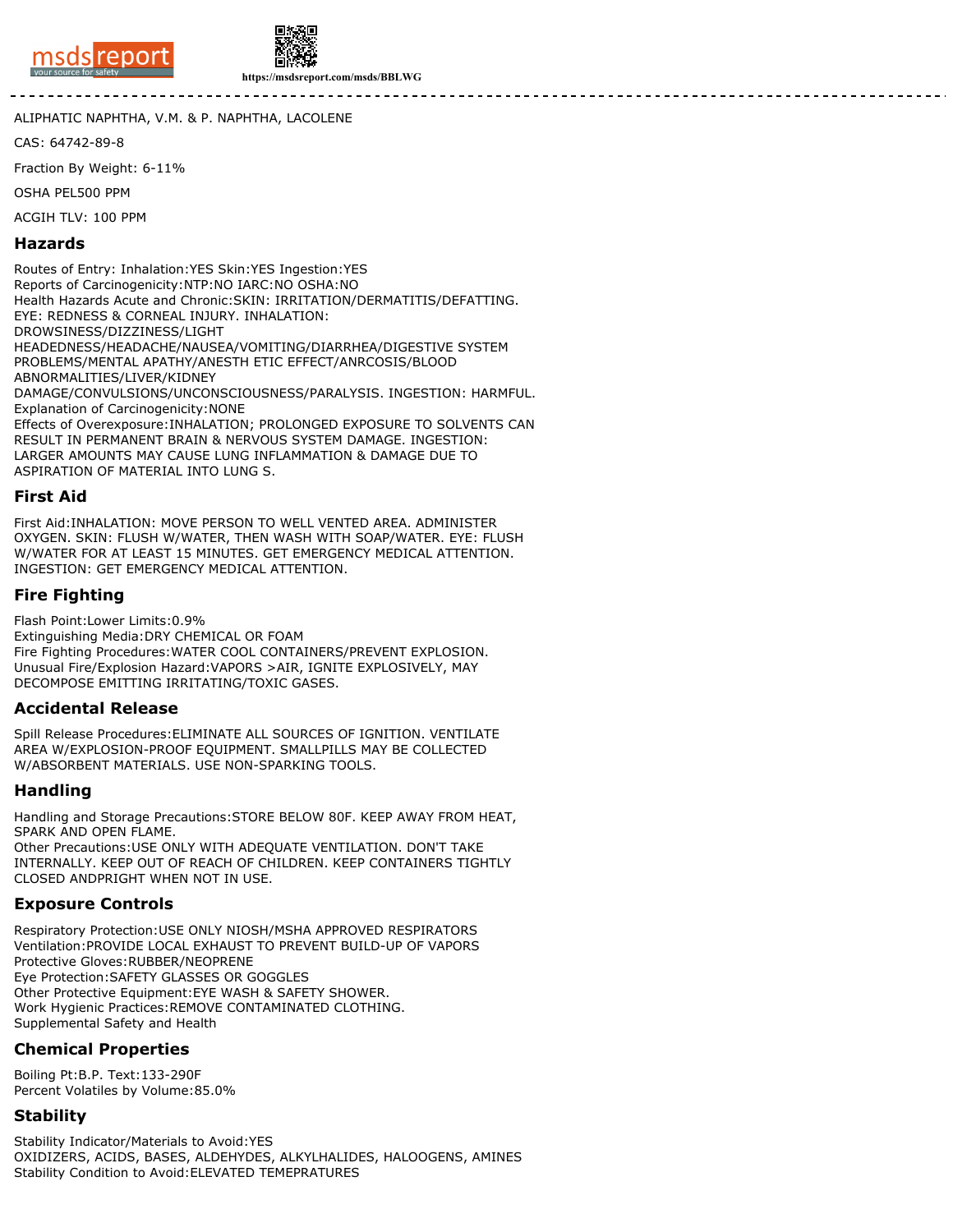ALIPHATIC NAPHTHA, V.M. & P. NAPHTHA, LACOLENE

CAS: 64742-89-8

Fraction By Weight: 6-11%

OSHA PEL500 PPM

ACGIH TLV: 100 PPM

## Hazards

Routes of Entry: Inhalation:YES Skin:YES Ingestion:YES
Reports of Carcinogenicity:NTP:NO IARC:NO OSHA:NO
Health Hazards Acute and Chronic:SKIN: IRRITATION/DERMATITIS/DEFATTING. EYE: REDNESS & CORNEAL INJURY. INHALATION: DROWSINESS/DIZZINESS/LIGHT HEADEDNESS/HEADACHE/NAUSEA/VOMITING/DIARRHEA/DIGESTIVE SYSTEM PROBLEMS/MENTAL APATHY/ANESTH ETIC EFFECT/ANRCOSIS/BLOOD ABNORMALITIES/LIVER/KIDNEY DAMAGE/CONVULSIONS/UNCONSCIOUSNESS/PARALYSIS. INGESTION: HARMFUL.
Explanation of Carcinogenicity:NONE
Effects of Overexposure:INHALATION; PROLONGED EXPOSURE TO SOLVENTS CAN RESULT IN PERMANENT BRAIN & NERVOUS SYSTEM DAMAGE. INGESTION: LARGER AMOUNTS MAY CAUSE LUNG INFLAMMATION & DAMAGE DUE TO ASPIRATION OF MATERIAL INTO LUNG S.

## First Aid

First Aid:INHALATION: MOVE PERSON TO WELL VENTED AREA. ADMINISTER OXYGEN. SKIN: FLUSH W/WATER, THEN WASH WITH SOAP/WATER. EYE: FLUSH W/WATER FOR AT LEAST 15 MINUTES. GET EMERGENCY MEDICAL ATTENTION. INGESTION: GET EMERGENCY MEDICAL ATTENTION.

## Fire Fighting

Flash Point:Lower Limits:0.9%
Extinguishing Media:DRY CHEMICAL OR FOAM
Fire Fighting Procedures:WATER COOL CONTAINERS/PREVENT EXPLOSION.
Unusual Fire/Explosion Hazard:VAPORS >AIR, IGNITE EXPLOSIVELY, MAY DECOMPOSE EMITTING IRRITATING/TOXIC GASES.

## Accidental Release

Spill Release Procedures:ELIMINATE ALL SOURCES OF IGNITION. VENTILATE AREA W/EXPLOSION-PROOF EQUIPMENT. SMALLPILLS MAY BE COLLECTED W/ABSORBENT MATERIALS. USE NON-SPARKING TOOLS.

## Handling

Handling and Storage Precautions:STORE BELOW 80F. KEEP AWAY FROM HEAT, SPARK AND OPEN FLAME.
Other Precautions:USE ONLY WITH ADEQUATE VENTILATION. DON'T TAKE INTERNALLY. KEEP OUT OF REACH OF CHILDREN. KEEP CONTAINERS TIGHTLY CLOSED ANDPRIGHT WHEN NOT IN USE.

## Exposure Controls

Respiratory Protection:USE ONLY NIOSH/MSHA APPROVED RESPIRATORS
Ventilation:PROVIDE LOCAL EXHAUST TO PREVENT BUILD-UP OF VAPORS
Protective Gloves:RUBBER/NEOPRENE
Eye Protection:SAFETY GLASSES OR GOGGLES
Other Protective Equipment:EYE WASH & SAFETY SHOWER.
Work Hygienic Practices:REMOVE CONTAMINATED CLOTHING.
Supplemental Safety and Health

## Chemical Properties

Boiling Pt:B.P. Text:133-290F
Percent Volatiles by Volume:85.0%

## Stability

Stability Indicator/Materials to Avoid:YES
OXIDIZERS, ACIDS, BASES, ALDEHYDES, ALKYLHALIDES, HALOOGENS, AMINES
Stability Condition to Avoid:ELEVATED TEMEPRATURES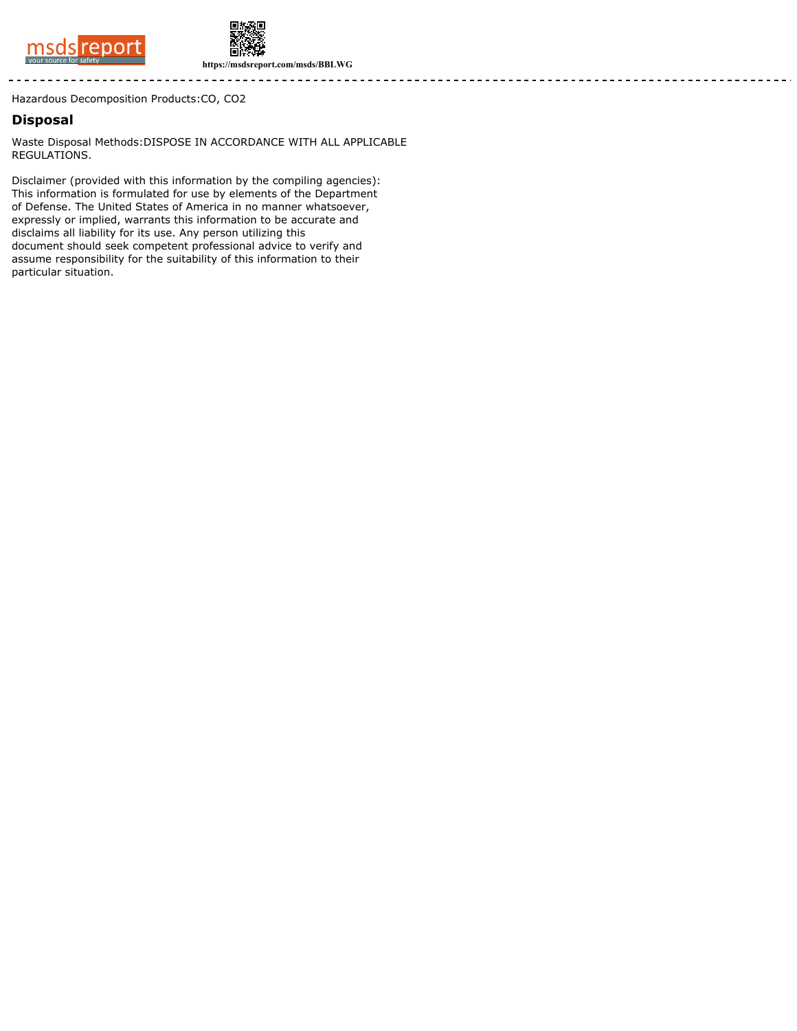Hazardous Decomposition Products:CO, $CO_2$

## Disposal

Waste Disposal Methods:DISPOSE IN ACCORDANCE WITH ALL APPLICABLE REGULATIONS.

Disclaimer (provided with this information by the compiling agencies): This information is formulated for use by elements of the Department of Defense. The United States of America in no manner whatsoever, expressly or implied, warrants this information to be accurate and disclaims all liability for its use. Any person utilizing this document should seek competent professional advice to verify and assume responsibility for the suitability of this information to their particular situation.